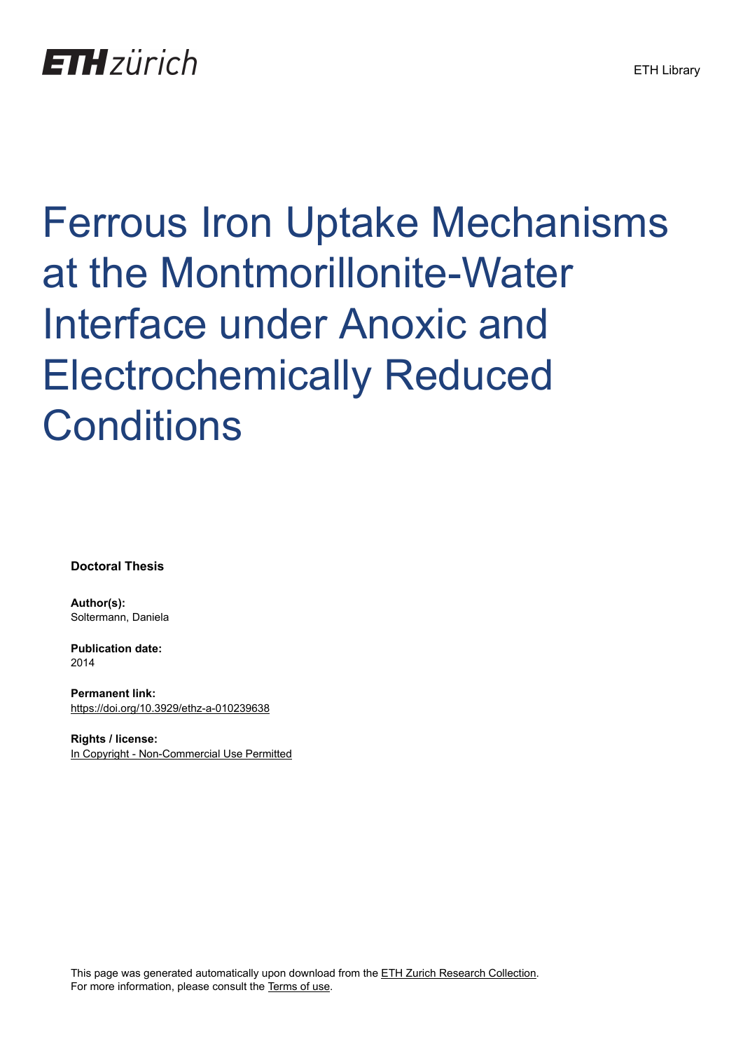ETH zürich

ETH Library

# Ferrous Iron Uptake Mechanisms at the Montmorillonite-Water Interface under Anoxic and Electrochemically Reduced Conditions

**Doctoral Thesis**

**Author(s):**
Soltermann, Daniela

**Publication date:**
2014

**Permanent link:**
https://doi.org/10.3929/ethz-a-010239638

**Rights / license:**
In Copyright - Non-Commercial Use Permitted

This page was generated automatically upon download from the ETH Zurich Research Collection.
For more information, please consult the Terms of use.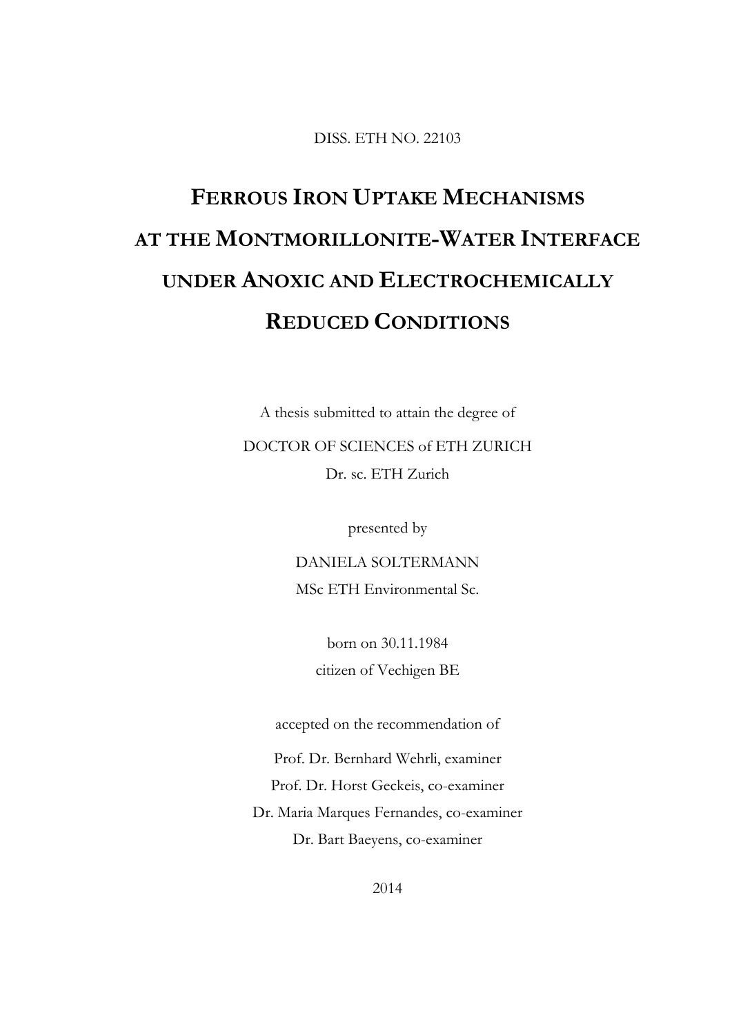DISS. ETH NO. 22103

# FERROUS IRON UPTAKE MECHANISMS AT THE MONTMORILLONITE-WATER INTERFACE UNDER ANOXIC AND ELECTROCHEMICALLY REDUCED CONDITIONS

A thesis submitted to attain the degree of

DOCTOR OF SCIENCES of ETH ZURICH

Dr. sc. ETH Zurich

presented by

DANIELA SOLTERMANN

MSc ETH Environmental Sc.

born on 30.11.1984

citizen of Vechigen BE

accepted on the recommendation of

Prof. Dr. Bernhard Wehrli, examiner

Prof. Dr. Horst Geckeis, co-examiner

Dr. Maria Marques Fernandes, co-examiner

Dr. Bart Baeyens, co-examiner

2014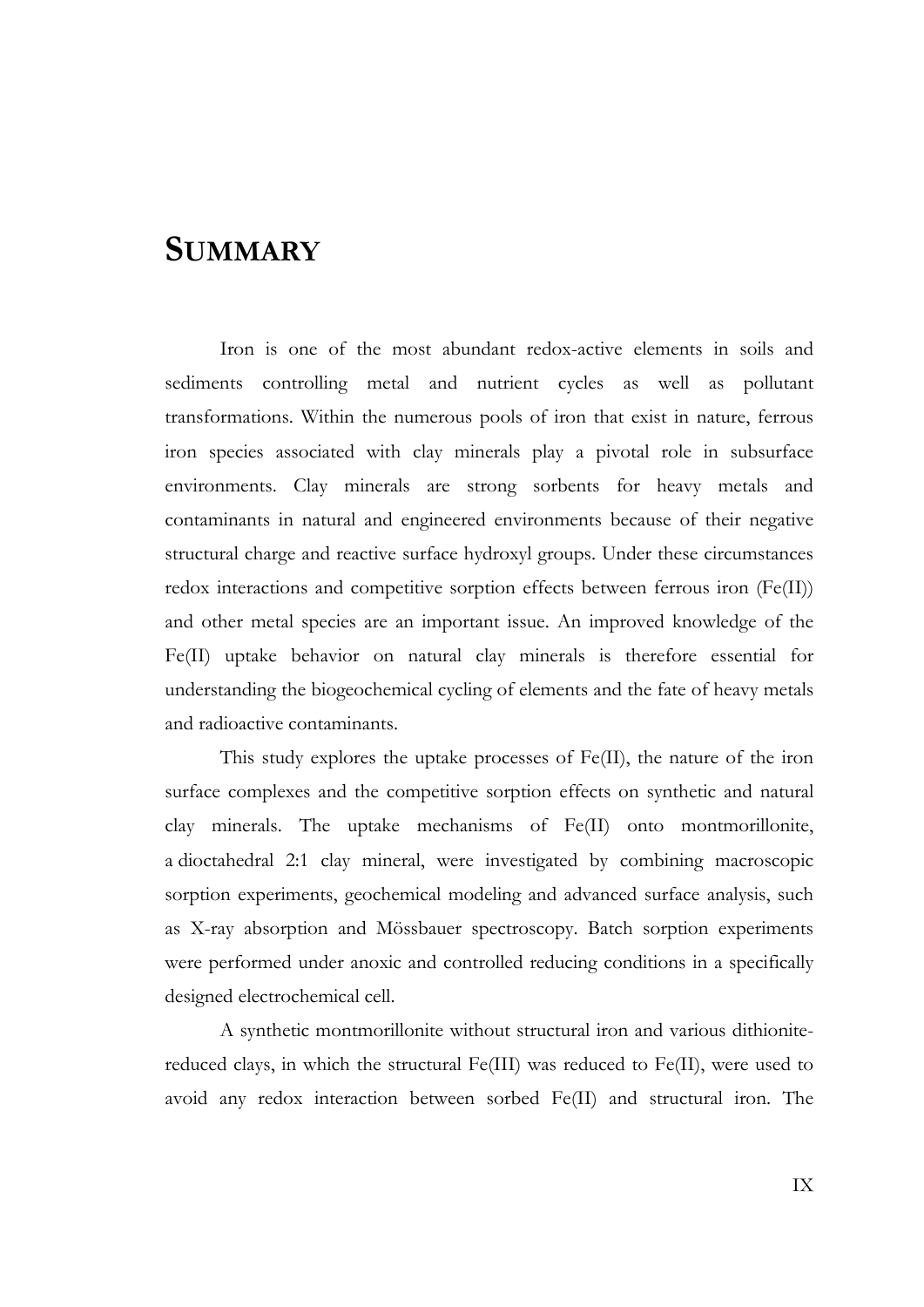# SUMMARY

Iron is one of the most abundant redox-active elements in soils and sediments controlling metal and nutrient cycles as well as pollutant transformations. Within the numerous pools of iron that exist in nature, ferrous iron species associated with clay minerals play a pivotal role in subsurface environments. Clay minerals are strong sorbents for heavy metals and contaminants in natural and engineered environments because of their negative structural charge and reactive surface hydroxyl groups. Under these circumstances redox interactions and competitive sorption effects between ferrous iron (Fe(II)) and other metal species are an important issue. An improved knowledge of the Fe(II) uptake behavior on natural clay minerals is therefore essential for understanding the biogeochemical cycling of elements and the fate of heavy metals and radioactive contaminants.

This study explores the uptake processes of Fe(II), the nature of the iron surface complexes and the competitive sorption effects on synthetic and natural clay minerals. The uptake mechanisms of Fe(II) onto montmorillonite, a dioctahedral 2:1 clay mineral, were investigated by combining macroscopic sorption experiments, geochemical modeling and advanced surface analysis, such as X-ray absorption and Mössbauer spectroscopy. Batch sorption experiments were performed under anoxic and controlled reducing conditions in a specifically designed electrochemical cell.

A synthetic montmorillonite without structural iron and various dithionite-reduced clays, in which the structural Fe(III) was reduced to Fe(II), were used to avoid any redox interaction between sorbed Fe(II) and structural iron. The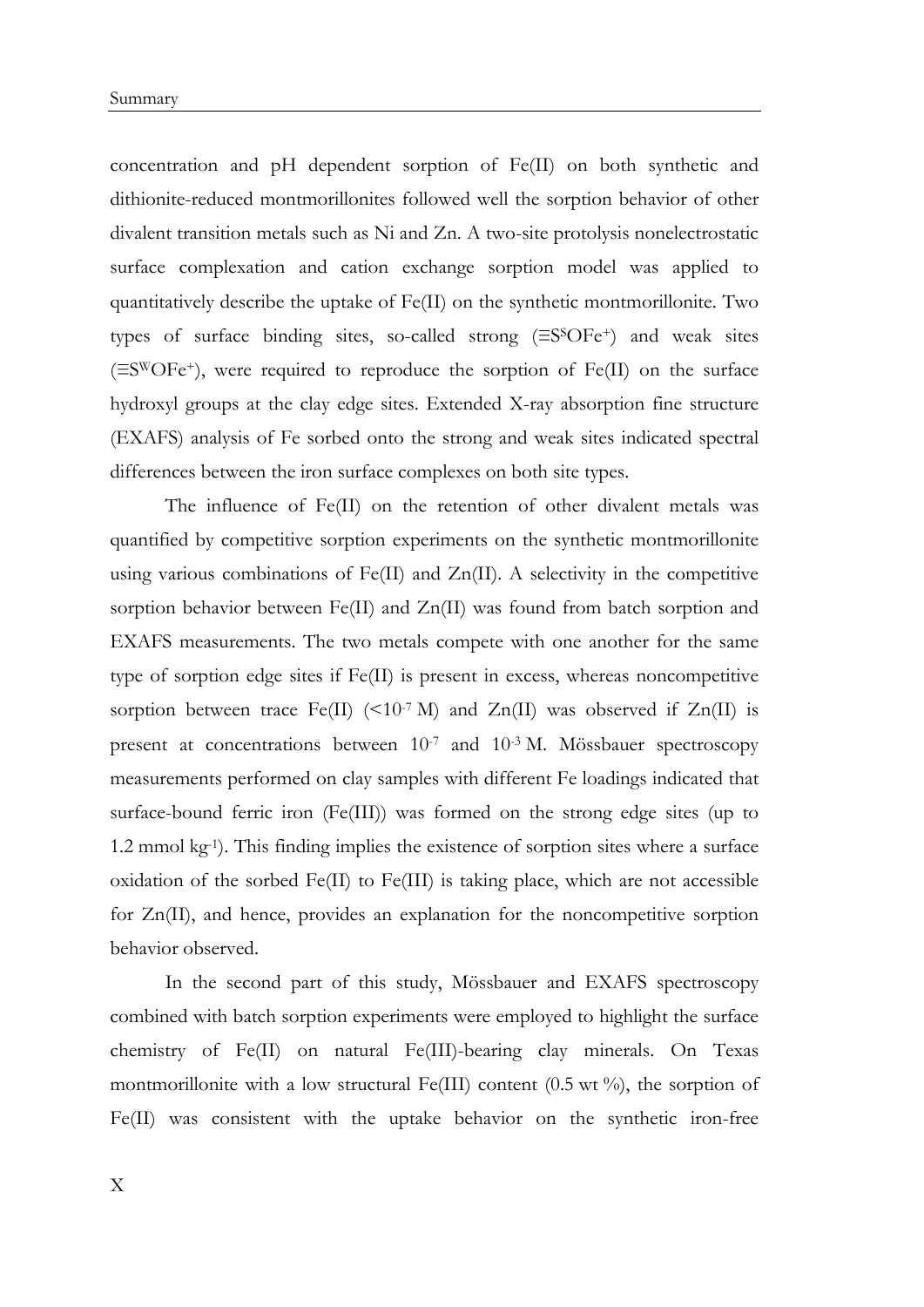concentration and pH dependent sorption of Fe(II) on both synthetic and dithionite-reduced montmorillonites followed well the sorption behavior of other divalent transition metals such as Ni and Zn. A two-site protolysis nonelectrostatic surface complexation and cation exchange sorption model was applied to quantitatively describe the uptake of Fe(II) on the synthetic montmorillonite. Two types of surface binding sites, so-called strong ($\equiv S^{S}OFe^{+}$) and weak sites ($\equiv S^{W}OFe^{+}$), were required to reproduce the sorption of Fe(II) on the surface hydroxyl groups at the clay edge sites. Extended X-ray absorption fine structure (EXAFS) analysis of Fe sorbed onto the strong and weak sites indicated spectral differences between the iron surface complexes on both site types.

The influence of Fe(II) on the retention of other divalent metals was quantified by competitive sorption experiments on the synthetic montmorillonite using various combinations of Fe(II) and Zn(II). A selectivity in the competitive sorption behavior between Fe(II) and Zn(II) was found from batch sorption and EXAFS measurements. The two metals compete with one another for the same type of sorption edge sites if Fe(II) is present in excess, whereas noncompetitive sorption between trace Fe(II) ($<10^{-7}$ M) and Zn(II) was observed if Zn(II) is present at concentrations between $10^{-7}$ and $10^{-3}$ M. Mössbauer spectroscopy measurements performed on clay samples with different Fe loadings indicated that surface-bound ferric iron (Fe(III)) was formed on the strong edge sites (up to 1.2 mmol $kg^{-1}$). This finding implies the existence of sorption sites where a surface oxidation of the sorbed Fe(II) to Fe(III) is taking place, which are not accessible for Zn(II), and hence, provides an explanation for the noncompetitive sorption behavior observed.

In the second part of this study, Mössbauer and EXAFS spectroscopy combined with batch sorption experiments were employed to highlight the surface chemistry of Fe(II) on natural Fe(III)-bearing clay minerals. On Texas montmorillonite with a low structural Fe(III) content (0.5 wt %), the sorption of Fe(II) was consistent with the uptake behavior on the synthetic iron-free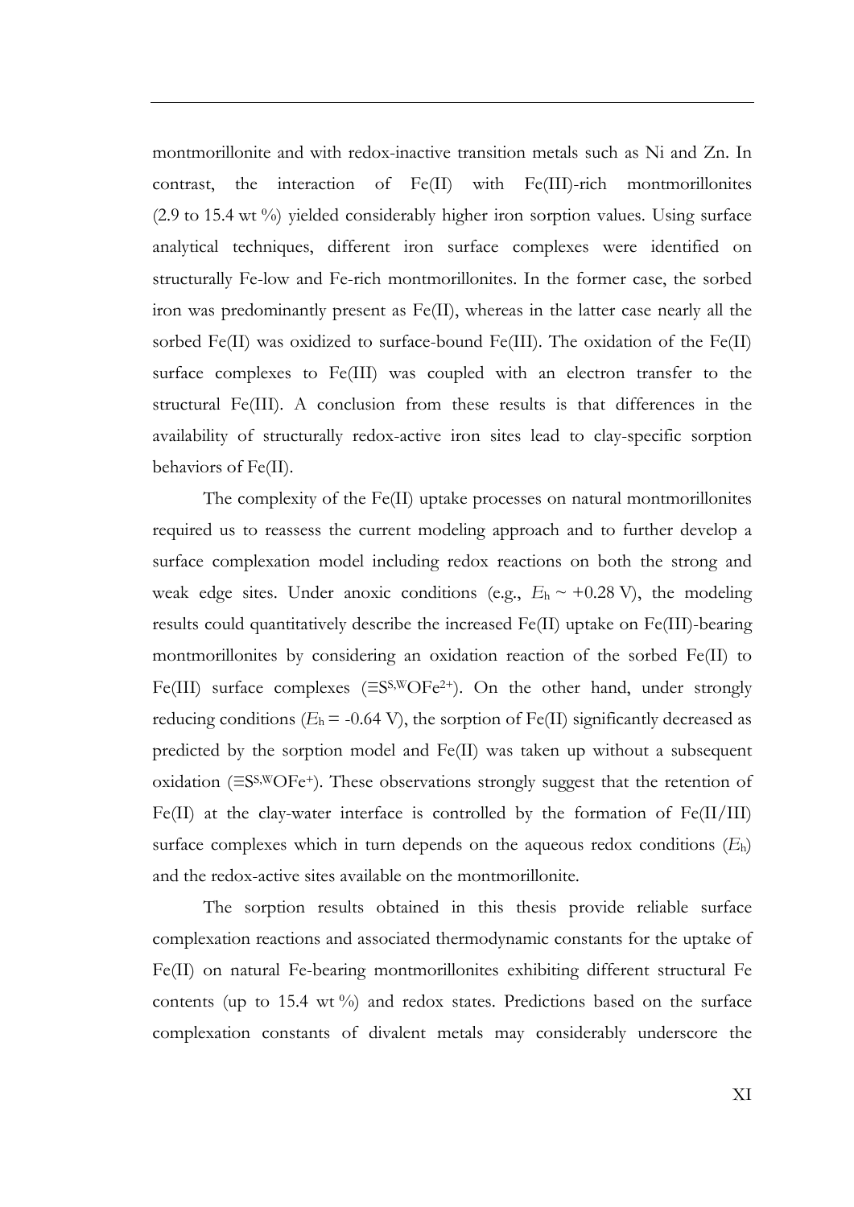montmorillonite and with redox-inactive transition metals such as Ni and Zn. In contrast, the interaction of Fe(II) with Fe(III)-rich montmorillonites (2.9 to 15.4 wt %) yielded considerably higher iron sorption values. Using surface analytical techniques, different iron surface complexes were identified on structurally Fe-low and Fe-rich montmorillonites. In the former case, the sorbed iron was predominantly present as Fe(II), whereas in the latter case nearly all the sorbed Fe(II) was oxidized to surface-bound Fe(III). The oxidation of the Fe(II) surface complexes to Fe(III) was coupled with an electron transfer to the structural Fe(III). A conclusion from these results is that differences in the availability of structurally redox-active iron sites lead to clay-specific sorption behaviors of Fe(II).

The complexity of the Fe(II) uptake processes on natural montmorillonites required us to reassess the current modeling approach and to further develop a surface complexation model including redox reactions on both the strong and weak edge sites. Under anoxic conditions (e.g., $E_h \sim +0.28$ V), the modeling results could quantitatively describe the increased Fe(II) uptake on Fe(III)-bearing montmorillonites by considering an oxidation reaction of the sorbed Fe(II) to Fe(III) surface complexes ($\equiv S^{S,W}OFe^{2+}$). On the other hand, under strongly reducing conditions ($E_h = -0.64$ V), the sorption of Fe(II) significantly decreased as predicted by the sorption model and Fe(II) was taken up without a subsequent oxidation ($\equiv S^{S,W}OFe^{+}$). These observations strongly suggest that the retention of Fe(II) at the clay-water interface is controlled by the formation of Fe(II/III) surface complexes which in turn depends on the aqueous redox conditions ($E_h$) and the redox-active sites available on the montmorillonite.

The sorption results obtained in this thesis provide reliable surface complexation reactions and associated thermodynamic constants for the uptake of Fe(II) on natural Fe-bearing montmorillonites exhibiting different structural Fe contents (up to 15.4 wt %) and redox states. Predictions based on the surface complexation constants of divalent metals may considerably underscore the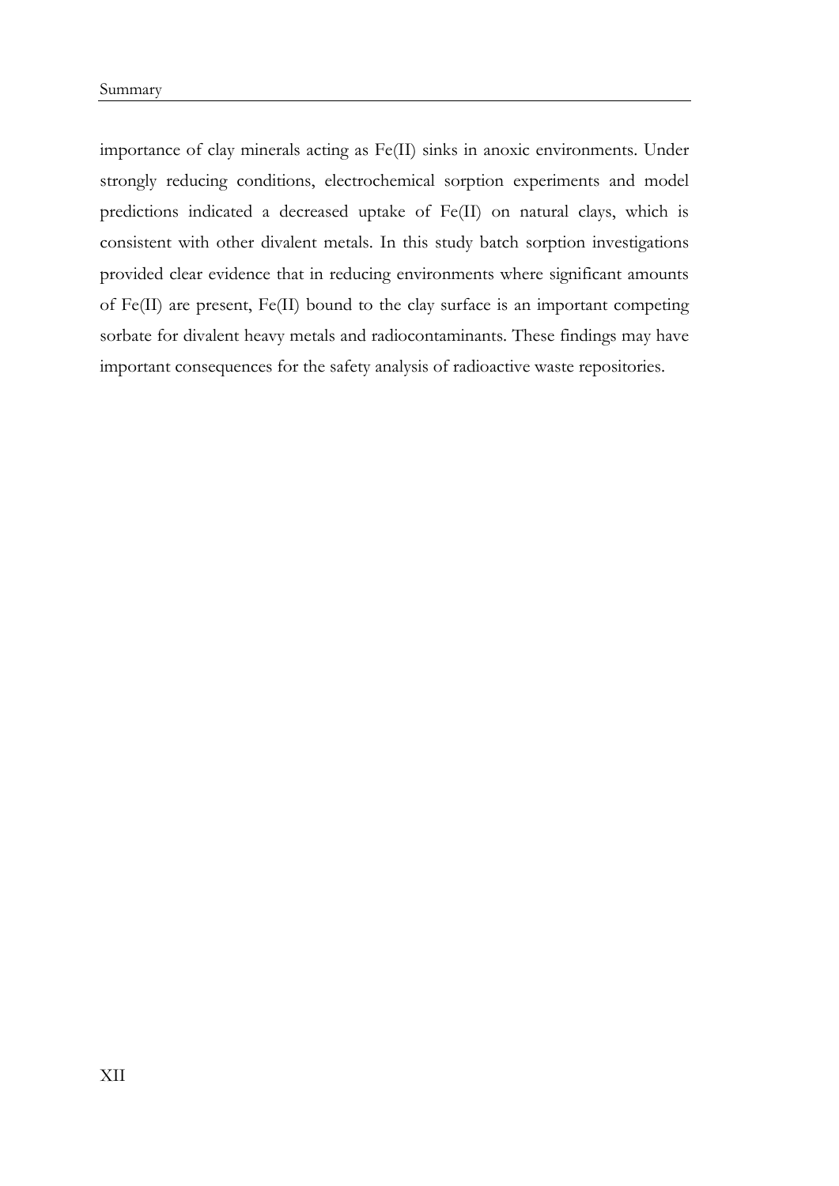importance of clay minerals acting as Fe(II) sinks in anoxic environments. Under strongly reducing conditions, electrochemical sorption experiments and model predictions indicated a decreased uptake of Fe(II) on natural clays, which is consistent with other divalent metals. In this study batch sorption investigations provided clear evidence that in reducing environments where significant amounts of Fe(II) are present, Fe(II) bound to the clay surface is an important competing sorbate for divalent heavy metals and radiocontaminants. These findings may have important consequences for the safety analysis of radioactive waste repositories.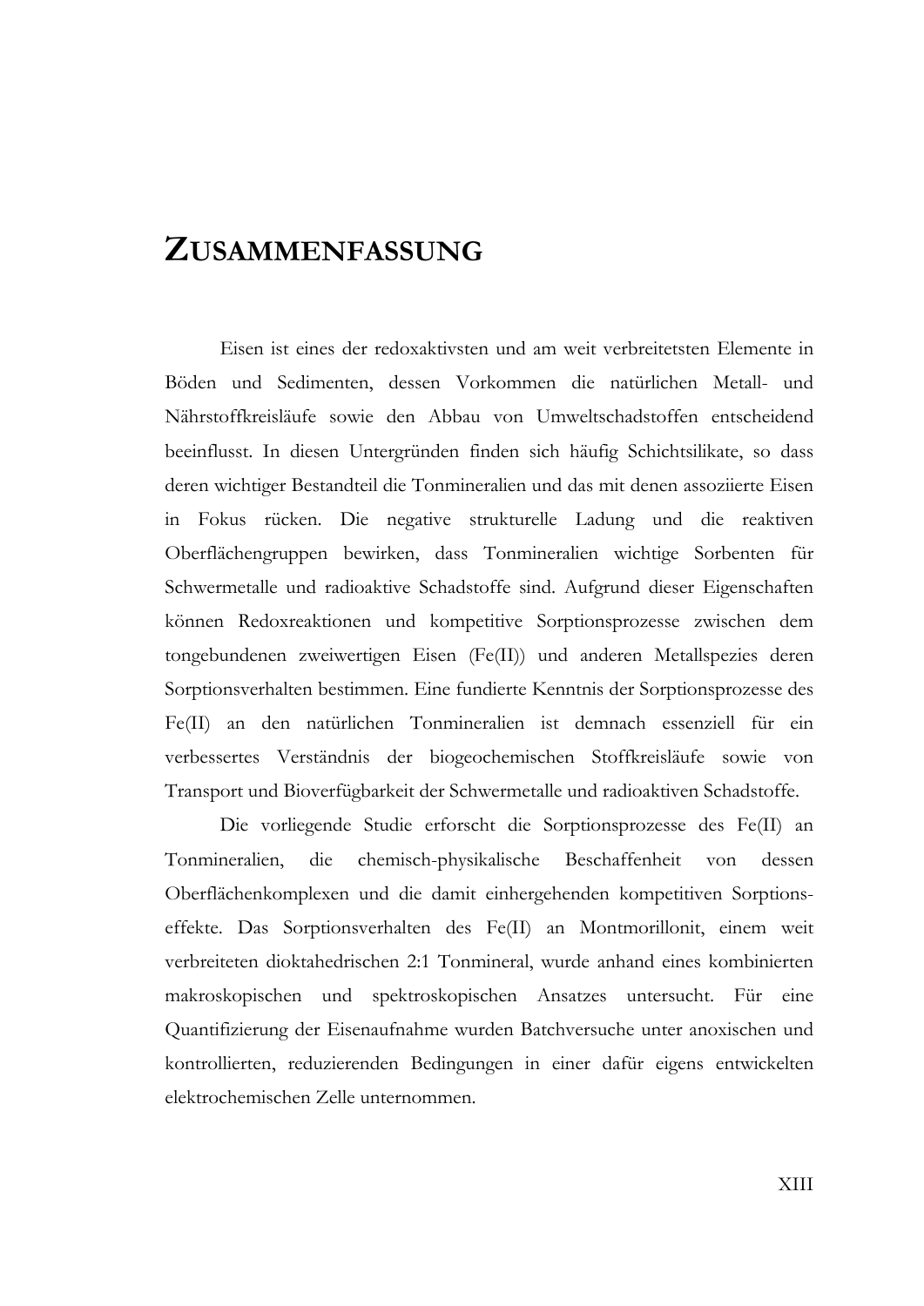# ZUSAMMENFASSUNG

Eisen ist eines der redoxaktivsten und am weit verbreitetsten Elemente in Böden und Sedimenten, dessen Vorkommen die natürlichen Metall- und Nährstoffkreisläufe sowie den Abbau von Umweltschadstoffen entscheidend beeinflusst. In diesen Untergründen finden sich häufig Schichtsilikate, so dass deren wichtiger Bestandteil die Tonmineralien und das mit denen assoziierte Eisen in Fokus rücken. Die negative strukturelle Ladung und die reaktiven Oberflächengruppen bewirken, dass Tonmineralien wichtige Sorbenten für Schwermetalle und radioaktive Schadstoffe sind. Aufgrund dieser Eigenschaften können Redoxreaktionen und kompetitive Sorptionsprozesse zwischen dem tongebundenen zweiwertigen Eisen (Fe(II)) und anderen Metallspezies deren Sorptionsverhalten bestimmen. Eine fundierte Kenntnis der Sorptionsprozesse des Fe(II) an den natürlichen Tonmineralien ist demnach essenziell für ein verbessertes Verständnis der biogeochemischen Stoffkreisläufe sowie von Transport und Bioverfügbarkeit der Schwermetalle und radioaktiven Schadstoffe.

Die vorliegende Studie erforscht die Sorptionsprozesse des Fe(II) an Tonmineralien, die chemisch-physikalische Beschaffenheit von dessen Oberflächenkomplexen und die damit einhergehenden kompetitiven Sorptionseffekte. Das Sorptionsverhalten des Fe(II) an Montmorillonit, einem weit verbreiteten dioktahedrischen 2:1 Tonmineral, wurde anhand eines kombinierten makroskopischen und spektroskopischen Ansatzes untersucht. Für eine Quantifizierung der Eisenaufnahme wurden Batchversuche unter anoxischen und kontrollierten, reduzierenden Bedingungen in einer dafür eigens entwickelten elektrochemischen Zelle unternommen.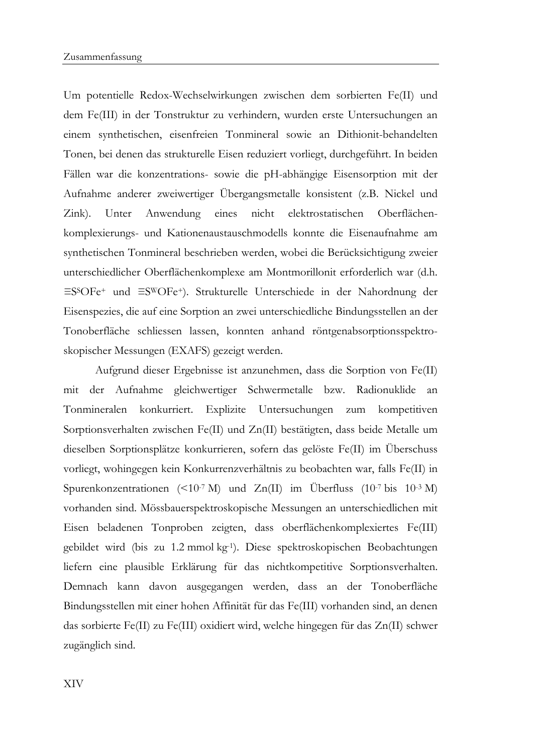Um potentielle Redox-Wechselwirkungen zwischen dem sorbierten Fe(II) und dem Fe(III) in der Tonstruktur zu verhindern, wurden erste Untersuchungen an einem synthetischen, eisenfreien Tonmineral sowie an Dithionit-behandelten Tonen, bei denen das strukturelle Eisen reduziert vorliegt, durchgeführt. In beiden Fällen war die konzentrations- sowie die pH-abhängige Eisensorption mit der Aufnahme anderer zweiwertiger Übergangsmetalle konsistent (z.B. Nickel und Zink). Unter Anwendung eines nicht elektrostatischen Oberflächenkomplexierungs- und Kationenaustauschmodells konnte die Eisenaufnahme am synthetischen Tonmineral beschrieben werden, wobei die Berücksichtigung zweier unterschiedlicher Oberflächenkomplexe am Montmorillonit erforderlich war (d.h. $\equiv S^{S}OFe^{+}$ und $\equiv S^{W}OFe^{+}$). Strukturelle Unterschiede in der Nahordnung der Eisenspezies, die auf eine Sorption an zwei unterschiedliche Bindungsstellen an der Tonoberfläche schliessen lassen, konnten anhand röntgenabsorptionsspektroskopischer Messungen (EXAFS) gezeigt werden.

Aufgrund dieser Ergebnisse ist anzunehmen, dass die Sorption von Fe(II) mit der Aufnahme gleichwertiger Schwermetalle bzw. Radionuklide an Tonmineralen konkurriert. Explizite Untersuchungen zum kompetitiven Sorptionsverhalten zwischen Fe(II) und Zn(II) bestätigten, dass beide Metalle um dieselben Sorptionsplätze konkurrieren, sofern das gelöste Fe(II) im Überschuss vorliegt, wohingegen kein Konkurrenzverhältnis zu beobachten war, falls Fe(II) in Spurenkonzentrationen ($<10^{-7}$ M) und Zn(II) im Überfluss ($10^{-7}$ bis $10^{-3}$ M) vorhanden sind. Mössbauerspektroskopische Messungen an unterschiedlichen mit Eisen beladenen Tonproben zeigten, dass oberflächenkomplexiertes Fe(III) gebildet wird (bis zu 1.2 mmol $kg^{-1}$). Diese spektroskopischen Beobachtungen liefern eine plausible Erklärung für das nichtkompetitive Sorptionsverhalten. Demnach kann davon ausgegangen werden, dass an der Tonoberfläche Bindungsstellen mit einer hohen Affinität für das Fe(III) vorhanden sind, an denen das sorbierte Fe(II) zu Fe(III) oxidiert wird, welche hingegen für das Zn(II) schwer zugänglich sind.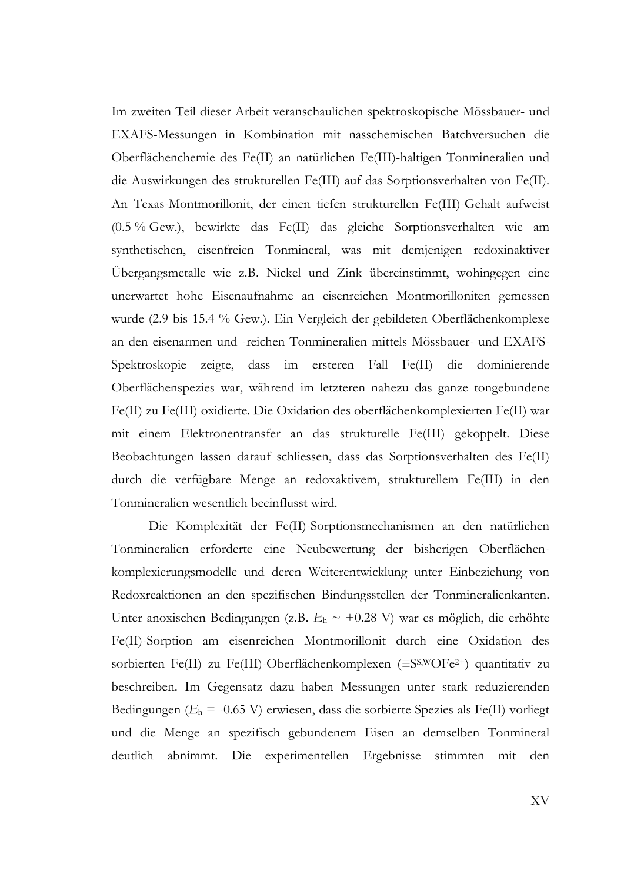Im zweiten Teil dieser Arbeit veranschaulichen spektroskopische Mössbauer- und EXAFS-Messungen in Kombination mit nasschemischen Batchversuchen die Oberflächenchemie des Fe(II) an natürlichen Fe(III)-haltigen Tonmineralien und die Auswirkungen des strukturellen Fe(III) auf das Sorptionsverhalten von Fe(II). An Texas-Montmorillonit, der einen tiefen strukturellen Fe(III)-Gehalt aufweist (0.5 % Gew.), bewirkte das Fe(II) das gleiche Sorptionsverhalten wie am synthetischen, eisenfreien Tonmineral, was mit demjenigen redoxinaktiver Übergangsmetalle wie z.B. Nickel und Zink übereinstimmt, wohingegen eine unerwartet hohe Eisenaufnahme an eisenreichen Montmorilloniten gemessen wurde (2.9 bis 15.4 % Gew.). Ein Vergleich der gebildeten Oberflächenkomplexe an den eisenarmen und -reichen Tonmineralien mittels Mössbauer- und EXAFS-Spektroskopie zeigte, dass im ersteren Fall Fe(II) die dominierende Oberflächenspezies war, während im letzteren nahezu das ganze tongebundene Fe(II) zu Fe(III) oxidierte. Die Oxidation des oberflächenkomplexierten Fe(II) war mit einem Elektronentransfer an das strukturelle Fe(III) gekoppelt. Diese Beobachtungen lassen darauf schliessen, dass das Sorptionsverhalten des Fe(II) durch die verfügbare Menge an redoxaktivem, strukturellem Fe(III) in den Tonmineralien wesentlich beeinflusst wird.

Die Komplexität der Fe(II)-Sorptionsmechanismen an den natürlichen Tonmineralien erforderte eine Neubewertung der bisherigen Oberflächen-komplexierungsmodelle und deren Weiterentwicklung unter Einbeziehung von Redoxreaktionen an den spezifischen Bindungsstellen der Tonmineralienkanten. Unter anoxischen Bedingungen (z.B. $E_h \sim +0.28$ V) war es möglich, die erhöhte Fe(II)-Sorption am eisenreichen Montmorillonit durch eine Oxidation des sorbierten Fe(II) zu Fe(III)-Oberflächenkomplexen ($\equiv S^{S,W}OFe^{2+}$) quantitativ zu beschreiben. Im Gegensatz dazu haben Messungen unter stark reduzierenden Bedingungen ($E_h = -0.65$ V) erwiesen, dass die sorbierte Spezies als Fe(II) vorliegt und die Menge an spezifisch gebundenem Eisen an demselben Tonmineral deutlich abnimmt. Die experimentellen Ergebnisse stimmten mit den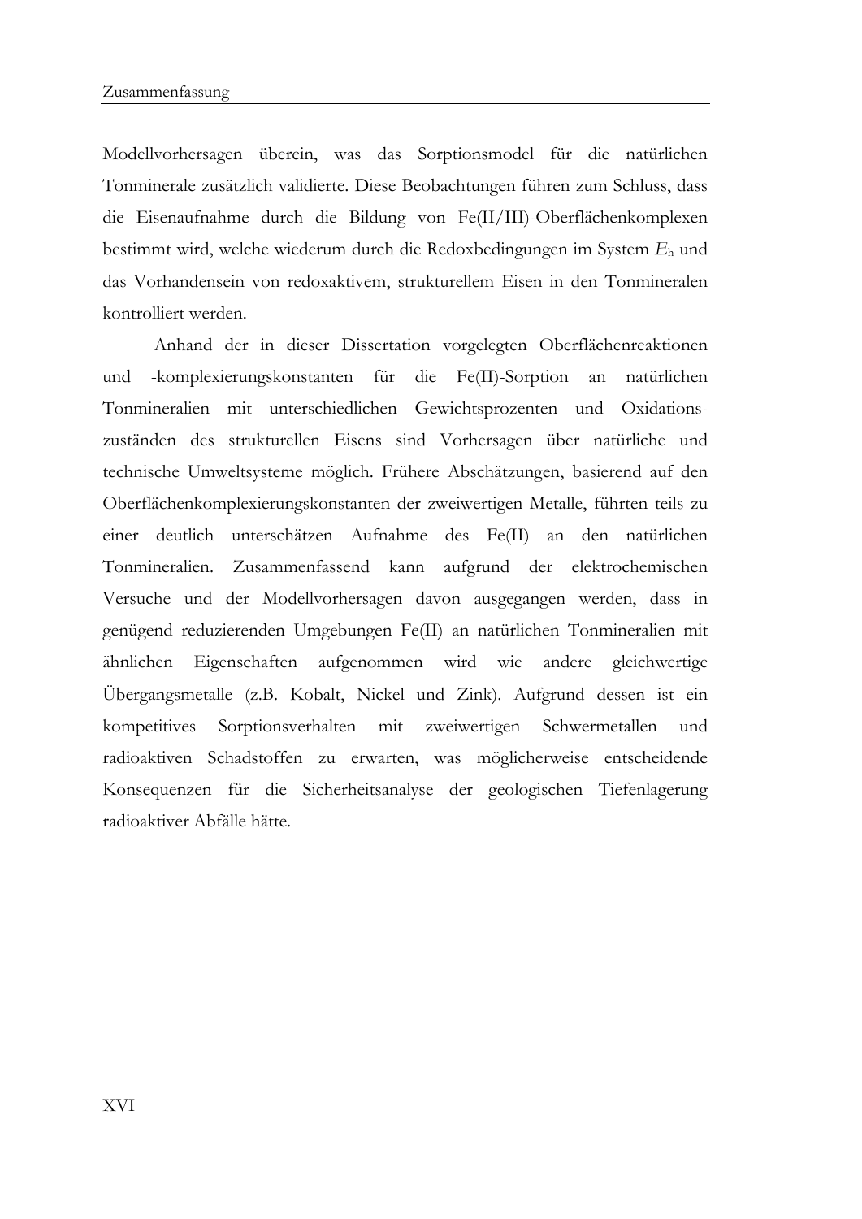Modellvorhersagen überein, was das Sorptionsmodel für die natürlichen Tonminerale zusätzlich validierte. Diese Beobachtungen führen zum Schluss, dass die Eisenaufnahme durch die Bildung von Fe(II/III)-Oberflächenkomplexen bestimmt wird, welche wiederum durch die Redoxbedingungen im System $E_h$ und das Vorhandensein von redoxaktivem, strukturellem Eisen in den Tonmineralen kontrolliert werden.

Anhand der in dieser Dissertation vorgelegten Oberflächenreaktionen und -komplexierungskonstanten für die Fe(II)-Sorption an natürlichen Tonmineralien mit unterschiedlichen Gewichtsprozenten und Oxidationszuständen des strukturellen Eisens sind Vorhersagen über natürliche und technische Umweltsysteme möglich. Frühere Abschätzungen, basierend auf den Oberflächenkomplexierungskonstanten der zweiwertigen Metalle, führten teils zu einer deutlich unterschätzen Aufnahme des Fe(II) an den natürlichen Tonmineralien. Zusammenfassend kann aufgrund der elektrochemischen Versuche und der Modellvorhersagen davon ausgegangen werden, dass in genügend reduzierenden Umgebungen Fe(II) an natürlichen Tonmineralien mit ähnlichen Eigenschaften aufgenommen wird wie andere gleichwertige Übergangsmetalle (z.B. Kobalt, Nickel und Zink). Aufgrund dessen ist ein kompetitives Sorptionsverhalten mit zweiwertigen Schwermetallen und radioaktiven Schadstoffen zu erwarten, was möglicherweise entscheidende Konsequenzen für die Sicherheitsanalyse der geologischen Tiefenlagerung radioaktiver Abfälle hätte.